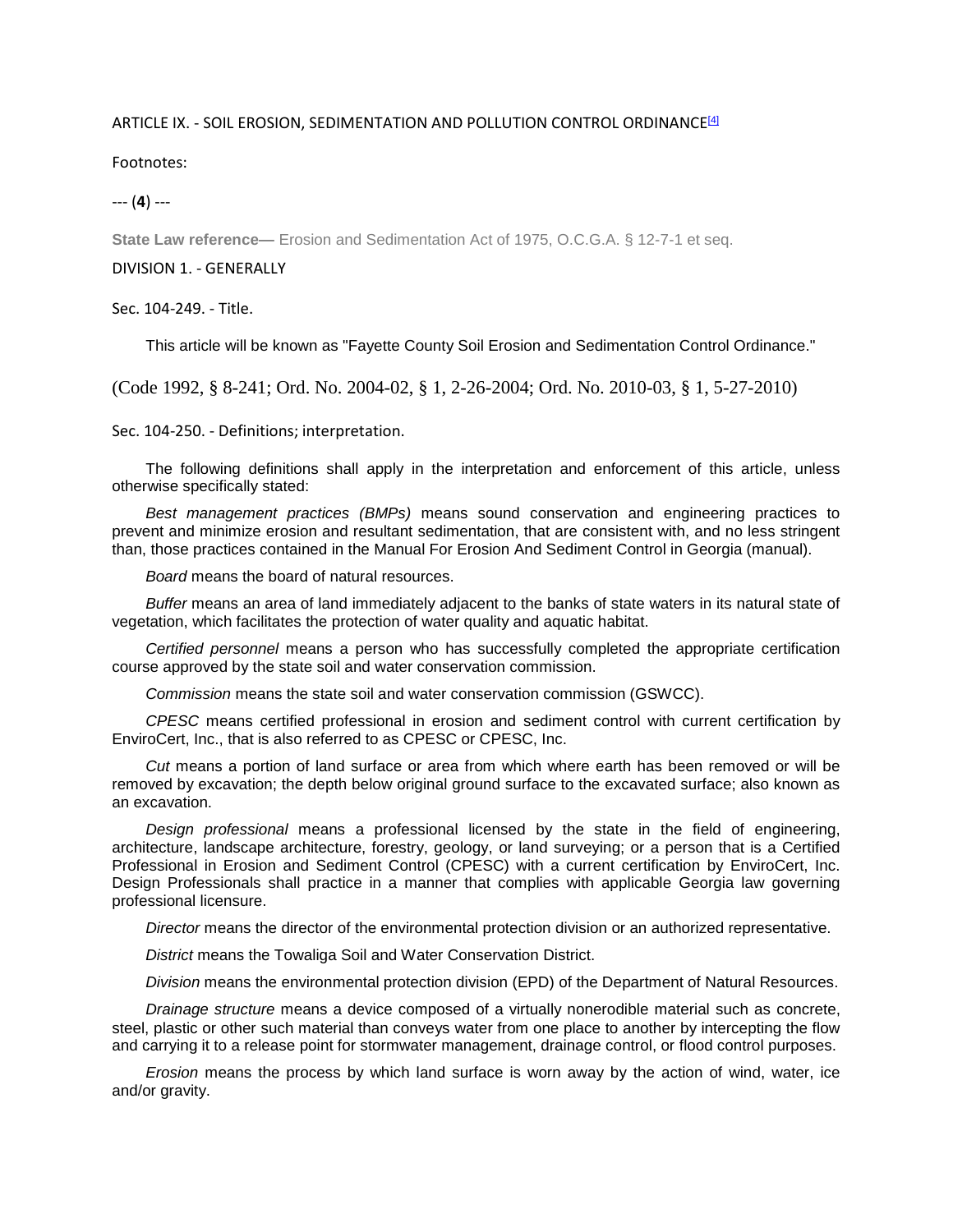# ARTICLE IX. - SOIL EROSION, SEDIMENTATION AND POLLUTION CONTROL ORDINANCE[4]

Footnotes:

--- (**4**) ---

**State Law reference—** Erosion and Sedimentation Act of 1975, O.C.G.A. § 12-7-1 et seq.

## DIVISION 1. - GENERALLY

### Sec. 104-249. - Title.

This article will be known as "Fayette County Soil Erosion and Sedimentation Control Ordinance."

(Code 1992, § 8-241; Ord. No. 2004-02, § 1, 2-26-2004; Ord. No. 2010-03, § 1, 5-27-2010)

### Sec. 104-250. - Definitions; interpretation.

The following definitions shall apply in the interpretation and enforcement of this article, unless otherwise specifically stated:

*Best management practices (BMPs)* means sound conservation and engineering practices to prevent and minimize erosion and resultant sedimentation, that are consistent with, and no less stringent than, those practices contained in the Manual For Erosion And Sediment Control in Georgia (manual).

*Board* means the board of natural resources.

*Buffer* means an area of land immediately adjacent to the banks of state waters in its natural state of vegetation, which facilitates the protection of water quality and aquatic habitat.

*Certified personnel* means a person who has successfully completed the appropriate certification course approved by the state soil and water conservation commission.

*Commission* means the state soil and water conservation commission (GSWCC).

*CPESC* means certified professional in erosion and sediment control with current certification by EnviroCert, Inc., that is also referred to as CPESC or CPESC, Inc.

*Cut* means a portion of land surface or area from which where earth has been removed or will be removed by excavation; the depth below original ground surface to the excavated surface; also known as an excavation.

*Design professional* means a professional licensed by the state in the field of engineering, architecture, landscape architecture, forestry, geology, or land surveying; or a person that is a Certified Professional in Erosion and Sediment Control (CPESC) with a current certification by EnviroCert, Inc. Design Professionals shall practice in a manner that complies with applicable Georgia law governing professional licensure.

*Director* means the director of the environmental protection division or an authorized representative.

*District* means the Towaliga Soil and Water Conservation District.

*Division* means the environmental protection division (EPD) of the Department of Natural Resources.

*Drainage structure* means a device composed of a virtually nonerodible material such as concrete, steel, plastic or other such material than conveys water from one place to another by intercepting the flow and carrying it to a release point for stormwater management, drainage control, or flood control purposes.

*Erosion* means the process by which land surface is worn away by the action of wind, water, ice and/or gravity.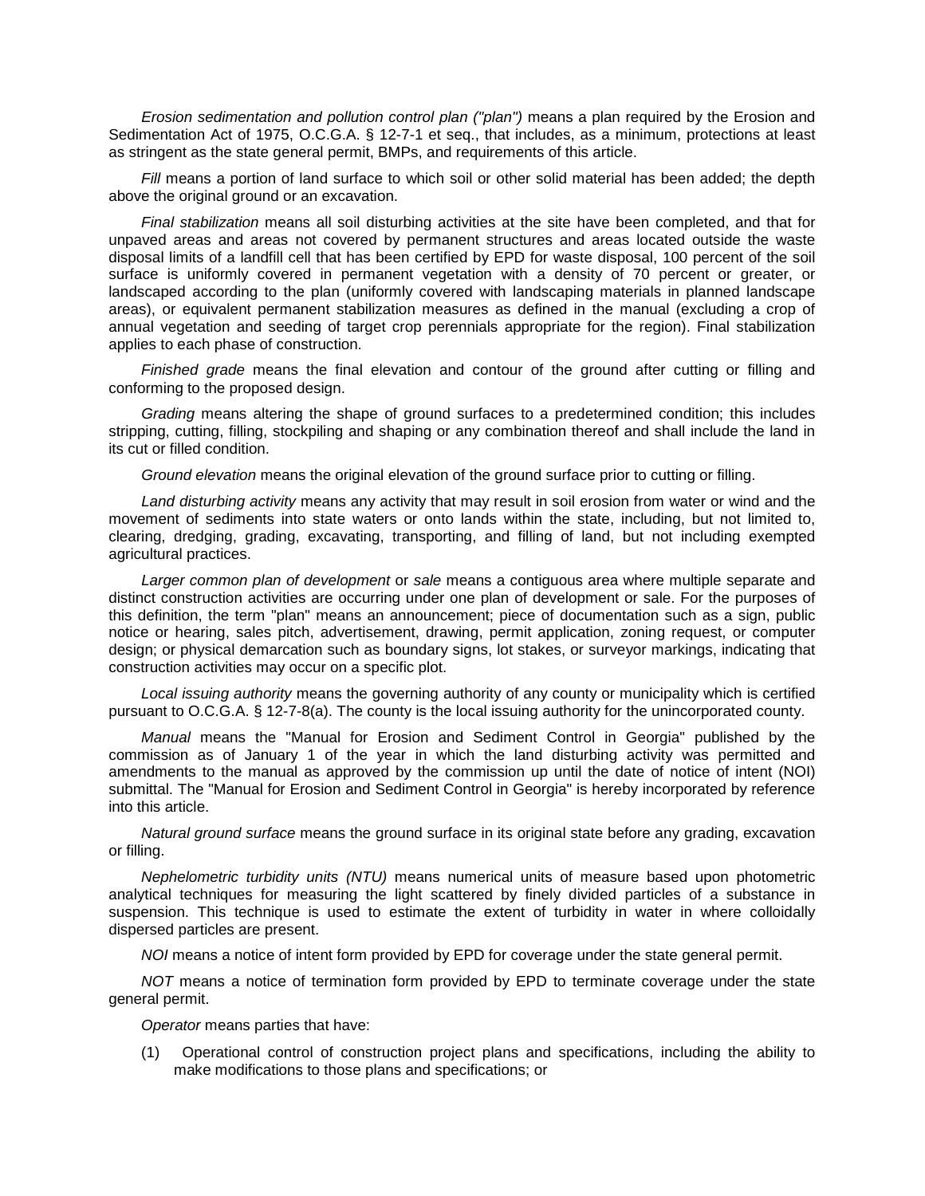*Erosion sedimentation and pollution control plan ("plan")* means a plan required by the Erosion and Sedimentation Act of 1975, O.C.G.A. § 12-7-1 et seq., that includes, as a minimum, protections at least as stringent as the state general permit, BMPs, and requirements of this article.

*Fill* means a portion of land surface to which soil or other solid material has been added; the depth above the original ground or an excavation.

*Final stabilization* means all soil disturbing activities at the site have been completed, and that for unpaved areas and areas not covered by permanent structures and areas located outside the waste disposal limits of a landfill cell that has been certified by EPD for waste disposal, 100 percent of the soil surface is uniformly covered in permanent vegetation with a density of 70 percent or greater, or landscaped according to the plan (uniformly covered with landscaping materials in planned landscape areas), or equivalent permanent stabilization measures as defined in the manual (excluding a crop of annual vegetation and seeding of target crop perennials appropriate for the region). Final stabilization applies to each phase of construction.

*Finished grade* means the final elevation and contour of the ground after cutting or filling and conforming to the proposed design.

*Grading* means altering the shape of ground surfaces to a predetermined condition; this includes stripping, cutting, filling, stockpiling and shaping or any combination thereof and shall include the land in its cut or filled condition.

*Ground elevation* means the original elevation of the ground surface prior to cutting or filling.

*Land disturbing activity* means any activity that may result in soil erosion from water or wind and the movement of sediments into state waters or onto lands within the state, including, but not limited to, clearing, dredging, grading, excavating, transporting, and filling of land, but not including exempted agricultural practices.

*Larger common plan of development* or *sale* means a contiguous area where multiple separate and distinct construction activities are occurring under one plan of development or sale. For the purposes of this definition, the term "plan" means an announcement; piece of documentation such as a sign, public notice or hearing, sales pitch, advertisement, drawing, permit application, zoning request, or computer design; or physical demarcation such as boundary signs, lot stakes, or surveyor markings, indicating that construction activities may occur on a specific plot.

*Local issuing authority* means the governing authority of any county or municipality which is certified pursuant to O.C.G.A. § 12-7-8(a). The county is the local issuing authority for the unincorporated county.

*Manual* means the "Manual for Erosion and Sediment Control in Georgia" published by the commission as of January 1 of the year in which the land disturbing activity was permitted and amendments to the manual as approved by the commission up until the date of notice of intent (NOI) submittal. The "Manual for Erosion and Sediment Control in Georgia" is hereby incorporated by reference into this article.

*Natural ground surface* means the ground surface in its original state before any grading, excavation or filling.

*Nephelometric turbidity units (NTU)* means numerical units of measure based upon photometric analytical techniques for measuring the light scattered by finely divided particles of a substance in suspension. This technique is used to estimate the extent of turbidity in water in where colloidally dispersed particles are present.

*NOI* means a notice of intent form provided by EPD for coverage under the state general permit.

*NOT* means a notice of termination form provided by EPD to terminate coverage under the state general permit.

*Operator* means parties that have:

(1) Operational control of construction project plans and specifications, including the ability to make modifications to those plans and specifications; or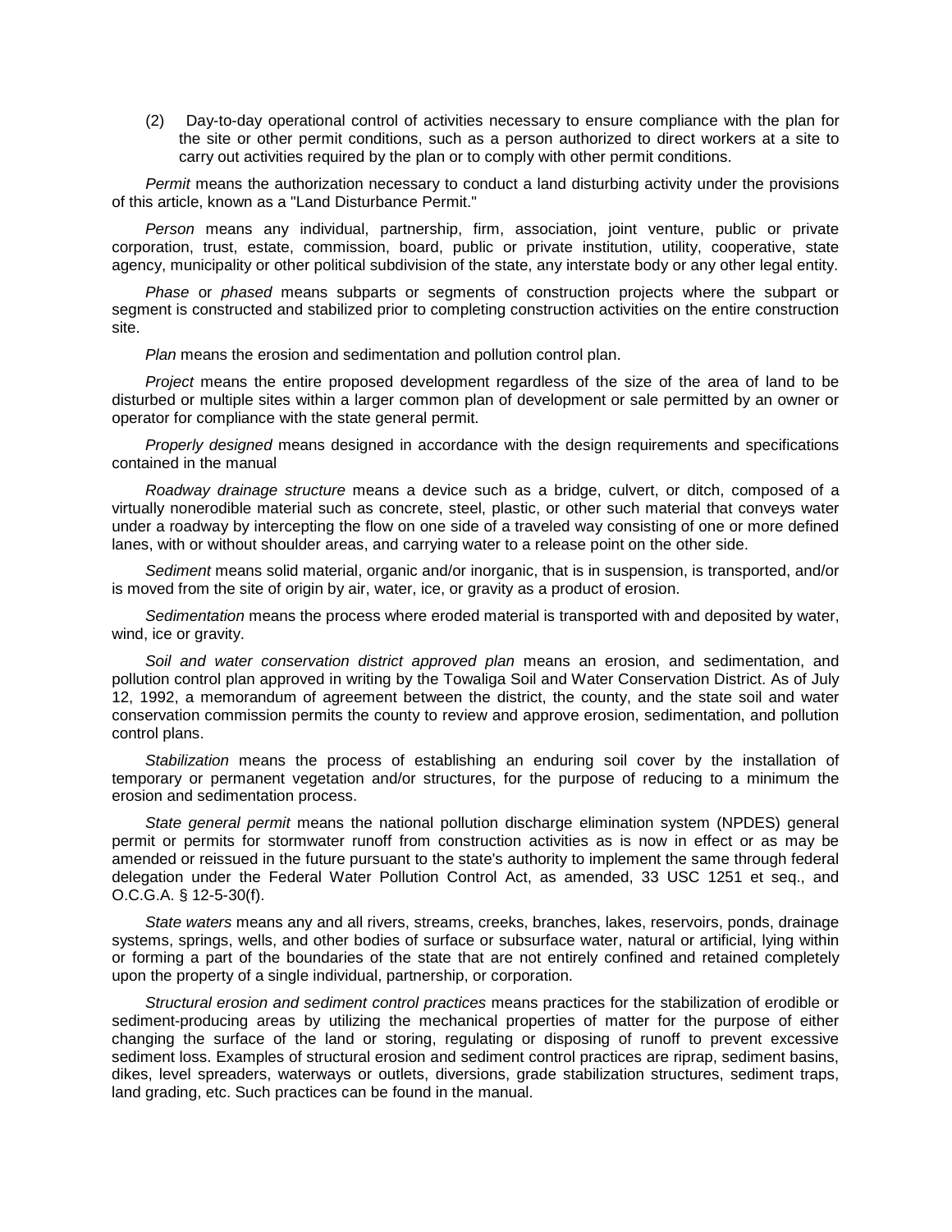(2) Day-to-day operational control of activities necessary to ensure compliance with the plan for the site or other permit conditions, such as a person authorized to direct workers at a site to carry out activities required by the plan or to comply with other permit conditions.

*Permit* means the authorization necessary to conduct a land disturbing activity under the provisions of this article, known as a "Land Disturbance Permit."

*Person* means any individual, partnership, firm, association, joint venture, public or private corporation, trust, estate, commission, board, public or private institution, utility, cooperative, state agency, municipality or other political subdivision of the state, any interstate body or any other legal entity.

*Phase* or *phased* means subparts or segments of construction projects where the subpart or segment is constructed and stabilized prior to completing construction activities on the entire construction site.

*Plan* means the erosion and sedimentation and pollution control plan.

*Project* means the entire proposed development regardless of the size of the area of land to be disturbed or multiple sites within a larger common plan of development or sale permitted by an owner or operator for compliance with the state general permit.

*Properly designed* means designed in accordance with the design requirements and specifications contained in the manual

*Roadway drainage structure* means a device such as a bridge, culvert, or ditch, composed of a virtually nonerodible material such as concrete, steel, plastic, or other such material that conveys water under a roadway by intercepting the flow on one side of a traveled way consisting of one or more defined lanes, with or without shoulder areas, and carrying water to a release point on the other side.

*Sediment* means solid material, organic and/or inorganic, that is in suspension, is transported, and/or is moved from the site of origin by air, water, ice, or gravity as a product of erosion.

*Sedimentation* means the process where eroded material is transported with and deposited by water, wind, ice or gravity.

*Soil and water conservation district approved plan* means an erosion, and sedimentation, and pollution control plan approved in writing by the Towaliga Soil and Water Conservation District. As of July 12, 1992, a memorandum of agreement between the district, the county, and the state soil and water conservation commission permits the county to review and approve erosion, sedimentation, and pollution control plans.

*Stabilization* means the process of establishing an enduring soil cover by the installation of temporary or permanent vegetation and/or structures, for the purpose of reducing to a minimum the erosion and sedimentation process.

*State general permit* means the national pollution discharge elimination system (NPDES) general permit or permits for stormwater runoff from construction activities as is now in effect or as may be amended or reissued in the future pursuant to the state's authority to implement the same through federal delegation under the Federal Water Pollution Control Act, as amended, 33 USC 1251 et seq., and O.C.G.A. § 12-5-30(f).

*State waters* means any and all rivers, streams, creeks, branches, lakes, reservoirs, ponds, drainage systems, springs, wells, and other bodies of surface or subsurface water, natural or artificial, lying within or forming a part of the boundaries of the state that are not entirely confined and retained completely upon the property of a single individual, partnership, or corporation.

*Structural erosion and sediment control practices* means practices for the stabilization of erodible or sediment-producing areas by utilizing the mechanical properties of matter for the purpose of either changing the surface of the land or storing, regulating or disposing of runoff to prevent excessive sediment loss. Examples of structural erosion and sediment control practices are riprap, sediment basins, dikes, level spreaders, waterways or outlets, diversions, grade stabilization structures, sediment traps, land grading, etc. Such practices can be found in the manual.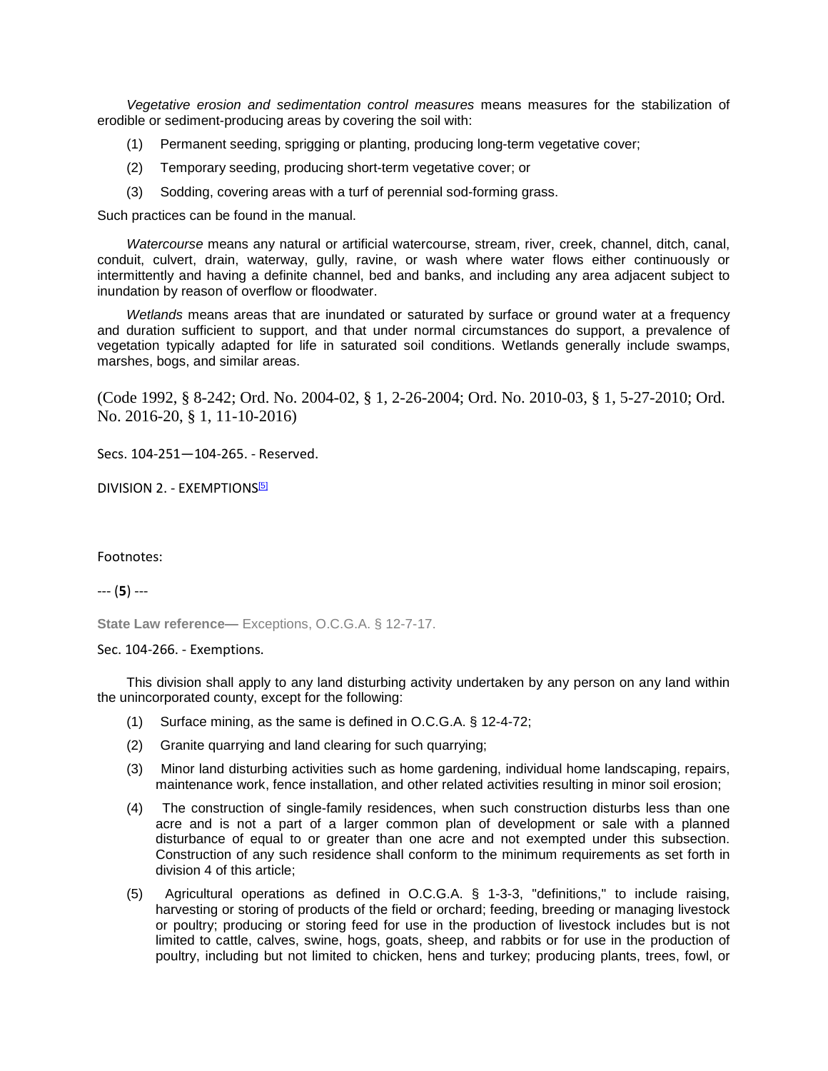*Vegetative erosion and sedimentation control measures* means measures for the stabilization of erodible or sediment-producing areas by covering the soil with:

(1) Permanent seeding, sprigging or planting, producing long-term vegetative cover;

(2) Temporary seeding, producing short-term vegetative cover; or

(3) Sodding, covering areas with a turf of perennial sod-forming grass.

Such practices can be found in the manual.

*Watercourse* means any natural or artificial watercourse, stream, river, creek, channel, ditch, canal, conduit, culvert, drain, waterway, gully, ravine, or wash where water flows either continuously or intermittently and having a definite channel, bed and banks, and including any area adjacent subject to inundation by reason of overflow or floodwater.

*Wetlands* means areas that are inundated or saturated by surface or ground water at a frequency and duration sufficient to support, and that under normal circumstances do support, a prevalence of vegetation typically adapted for life in saturated soil conditions. Wetlands generally include swamps, marshes, bogs, and similar areas.

(Code 1992, § 8-242; Ord. No. 2004-02, § 1, 2-26-2004; Ord. No. 2010-03, § 1, 5-27-2010; Ord. No. 2016-20, § 1, 11-10-2016)

Secs. 104-251—104-265. - Reserved.

DIVISION 2. - EXEMPTIONS[5]

Footnotes:

--- (**5**) ---

**State Law reference—** Exceptions, O.C.G.A. § 12-7-17.

Sec. 104-266. - Exemptions.

This division shall apply to any land disturbing activity undertaken by any person on any land within the unincorporated county, except for the following:

(1) Surface mining, as the same is defined in O.C.G.A. § 12-4-72;

(2) Granite quarrying and land clearing for such quarrying;

(3) Minor land disturbing activities such as home gardening, individual home landscaping, repairs, maintenance work, fence installation, and other related activities resulting in minor soil erosion;

(4) The construction of single-family residences, when such construction disturbs less than one acre and is not a part of a larger common plan of development or sale with a planned disturbance of equal to or greater than one acre and not exempted under this subsection. Construction of any such residence shall conform to the minimum requirements as set forth in division 4 of this article;

(5) Agricultural operations as defined in O.C.G.A. § 1-3-3, "definitions," to include raising, harvesting or storing of products of the field or orchard; feeding, breeding or managing livestock or poultry; producing or storing feed for use in the production of livestock includes but is not limited to cattle, calves, swine, hogs, goats, sheep, and rabbits or for use in the production of poultry, including but not limited to chicken, hens and turkey; producing plants, trees, fowl, or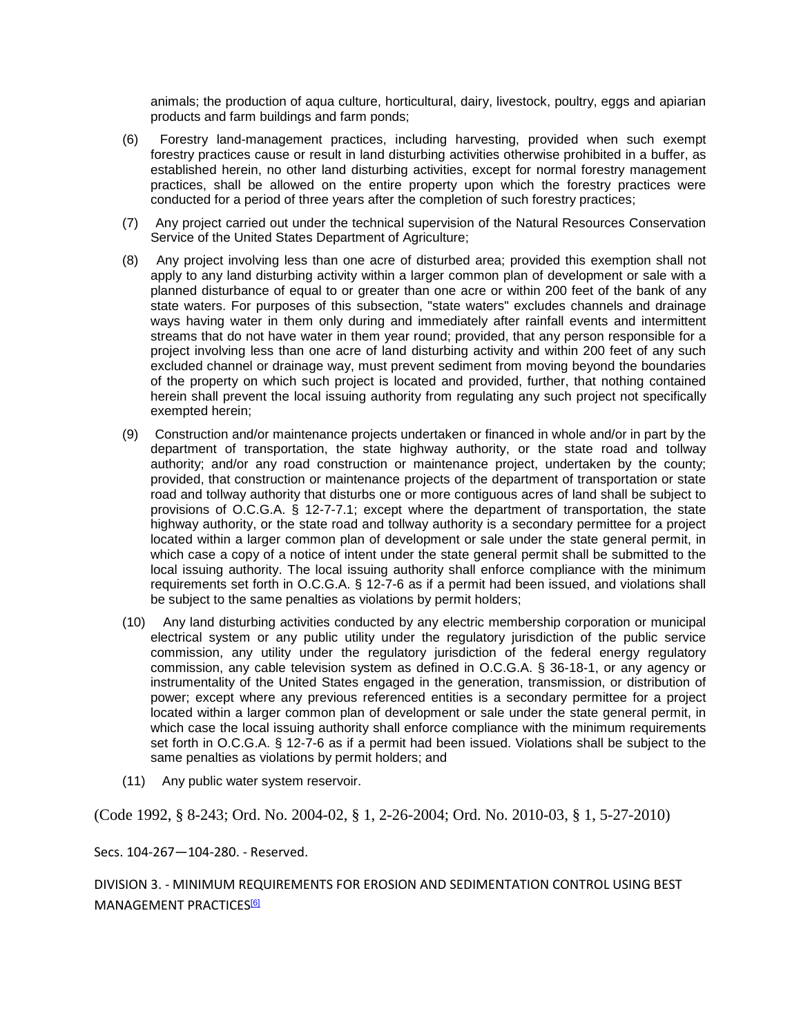animals; the production of aqua culture, horticultural, dairy, livestock, poultry, eggs and apiarian products and farm buildings and farm ponds;

(6) Forestry land-management practices, including harvesting, provided when such exempt forestry practices cause or result in land disturbing activities otherwise prohibited in a buffer, as established herein, no other land disturbing activities, except for normal forestry management practices, shall be allowed on the entire property upon which the forestry practices were conducted for a period of three years after the completion of such forestry practices;

(7) Any project carried out under the technical supervision of the Natural Resources Conservation Service of the United States Department of Agriculture;

(8) Any project involving less than one acre of disturbed area; provided this exemption shall not apply to any land disturbing activity within a larger common plan of development or sale with a planned disturbance of equal to or greater than one acre or within 200 feet of the bank of any state waters. For purposes of this subsection, "state waters" excludes channels and drainage ways having water in them only during and immediately after rainfall events and intermittent streams that do not have water in them year round; provided, that any person responsible for a project involving less than one acre of land disturbing activity and within 200 feet of any such excluded channel or drainage way, must prevent sediment from moving beyond the boundaries of the property on which such project is located and provided, further, that nothing contained herein shall prevent the local issuing authority from regulating any such project not specifically exempted herein;

(9) Construction and/or maintenance projects undertaken or financed in whole and/or in part by the department of transportation, the state highway authority, or the state road and tollway authority; and/or any road construction or maintenance project, undertaken by the county; provided, that construction or maintenance projects of the department of transportation or state road and tollway authority that disturbs one or more contiguous acres of land shall be subject to provisions of O.C.G.A. § 12-7-7.1; except where the department of transportation, the state highway authority, or the state road and tollway authority is a secondary permittee for a project located within a larger common plan of development or sale under the state general permit, in which case a copy of a notice of intent under the state general permit shall be submitted to the local issuing authority. The local issuing authority shall enforce compliance with the minimum requirements set forth in O.C.G.A. § 12-7-6 as if a permit had been issued, and violations shall be subject to the same penalties as violations by permit holders;

(10) Any land disturbing activities conducted by any electric membership corporation or municipal electrical system or any public utility under the regulatory jurisdiction of the public service commission, any utility under the regulatory jurisdiction of the federal energy regulatory commission, any cable television system as defined in O.C.G.A. § 36-18-1, or any agency or instrumentality of the United States engaged in the generation, transmission, or distribution of power; except where any previous referenced entities is a secondary permittee for a project located within a larger common plan of development or sale under the state general permit, in which case the local issuing authority shall enforce compliance with the minimum requirements set forth in O.C.G.A. § 12-7-6 as if a permit had been issued. Violations shall be subject to the same penalties as violations by permit holders; and

(11) Any public water system reservoir.

(Code 1992, § 8-243; Ord. No. 2004-02, § 1, 2-26-2004; Ord. No. 2010-03, § 1, 5-27-2010)

Secs. 104-267—104-280. - Reserved.

## DIVISION 3. - MINIMUM REQUIREMENTS FOR EROSION AND SEDIMENTATION CONTROL USING BEST MANAGEMENT PRACTICES[6]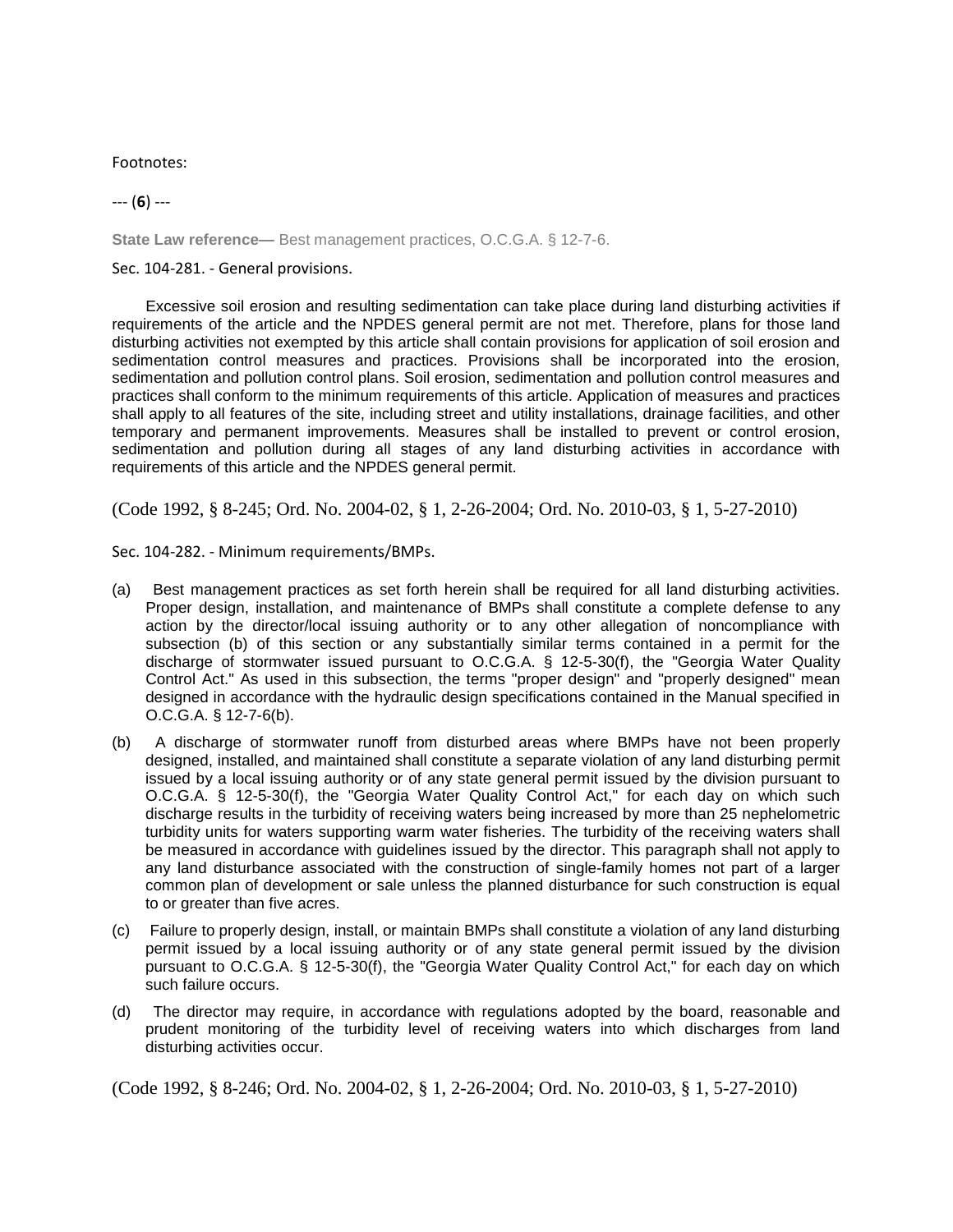Footnotes:

--- (**6**) ---

**State Law reference—** Best management practices, O.C.G.A. § 12-7-6.

Sec. 104-281. - General provisions.

Excessive soil erosion and resulting sedimentation can take place during land disturbing activities if requirements of the article and the NPDES general permit are not met. Therefore, plans for those land disturbing activities not exempted by this article shall contain provisions for application of soil erosion and sedimentation control measures and practices. Provisions shall be incorporated into the erosion, sedimentation and pollution control plans. Soil erosion, sedimentation and pollution control measures and practices shall conform to the minimum requirements of this article. Application of measures and practices shall apply to all features of the site, including street and utility installations, drainage facilities, and other temporary and permanent improvements. Measures shall be installed to prevent or control erosion, sedimentation and pollution during all stages of any land disturbing activities in accordance with requirements of this article and the NPDES general permit.

(Code 1992, § 8-245; Ord. No. 2004-02, § 1, 2-26-2004; Ord. No. 2010-03, § 1, 5-27-2010)

Sec. 104-282. - Minimum requirements/BMPs.

(a) Best management practices as set forth herein shall be required for all land disturbing activities. Proper design, installation, and maintenance of BMPs shall constitute a complete defense to any action by the director/local issuing authority or to any other allegation of noncompliance with subsection (b) of this section or any substantially similar terms contained in a permit for the discharge of stormwater issued pursuant to O.C.G.A. § 12-5-30(f), the "Georgia Water Quality Control Act." As used in this subsection, the terms "proper design" and "properly designed" mean designed in accordance with the hydraulic design specifications contained in the Manual specified in O.C.G.A. § 12-7-6(b).

(b) A discharge of stormwater runoff from disturbed areas where BMPs have not been properly designed, installed, and maintained shall constitute a separate violation of any land disturbing permit issued by a local issuing authority or of any state general permit issued by the division pursuant to O.C.G.A. § 12-5-30(f), the "Georgia Water Quality Control Act," for each day on which such discharge results in the turbidity of receiving waters being increased by more than 25 nephelometric turbidity units for waters supporting warm water fisheries. The turbidity of the receiving waters shall be measured in accordance with guidelines issued by the director. This paragraph shall not apply to any land disturbance associated with the construction of single-family homes not part of a larger common plan of development or sale unless the planned disturbance for such construction is equal to or greater than five acres.

(c) Failure to properly design, install, or maintain BMPs shall constitute a violation of any land disturbing permit issued by a local issuing authority or of any state general permit issued by the division pursuant to O.C.G.A. § 12-5-30(f), the "Georgia Water Quality Control Act," for each day on which such failure occurs.

(d) The director may require, in accordance with regulations adopted by the board, reasonable and prudent monitoring of the turbidity level of receiving waters into which discharges from land disturbing activities occur.

(Code 1992, § 8-246; Ord. No. 2004-02, § 1, 2-26-2004; Ord. No. 2010-03, § 1, 5-27-2010)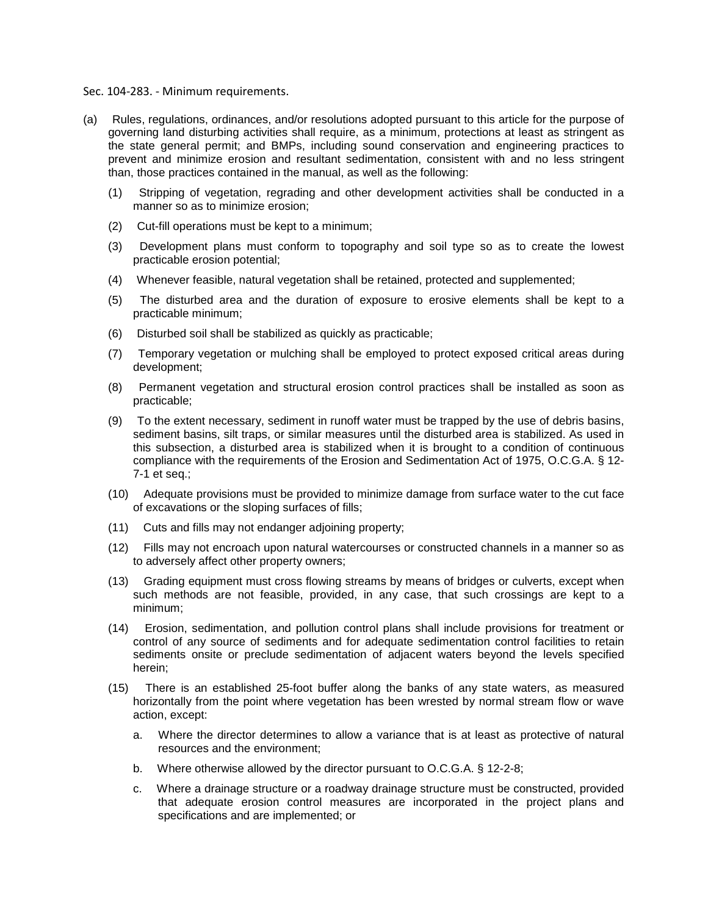Sec. 104-283. - Minimum requirements.

(a) Rules, regulations, ordinances, and/or resolutions adopted pursuant to this article for the purpose of governing land disturbing activities shall require, as a minimum, protections at least as stringent as the state general permit; and BMPs, including sound conservation and engineering practices to prevent and minimize erosion and resultant sedimentation, consistent with and no less stringent than, those practices contained in the manual, as well as the following:

(1) Stripping of vegetation, regrading and other development activities shall be conducted in a manner so as to minimize erosion;

(2) Cut-fill operations must be kept to a minimum;

(3) Development plans must conform to topography and soil type so as to create the lowest practicable erosion potential;

(4) Whenever feasible, natural vegetation shall be retained, protected and supplemented;

(5) The disturbed area and the duration of exposure to erosive elements shall be kept to a practicable minimum;

(6) Disturbed soil shall be stabilized as quickly as practicable;

(7) Temporary vegetation or mulching shall be employed to protect exposed critical areas during development;

(8) Permanent vegetation and structural erosion control practices shall be installed as soon as practicable;

(9) To the extent necessary, sediment in runoff water must be trapped by the use of debris basins, sediment basins, silt traps, or similar measures until the disturbed area is stabilized. As used in this subsection, a disturbed area is stabilized when it is brought to a condition of continuous compliance with the requirements of the Erosion and Sedimentation Act of 1975, O.C.G.A. § 12-7-1 et seq.;

(10) Adequate provisions must be provided to minimize damage from surface water to the cut face of excavations or the sloping surfaces of fills;

(11) Cuts and fills may not endanger adjoining property;

(12) Fills may not encroach upon natural watercourses or constructed channels in a manner so as to adversely affect other property owners;

(13) Grading equipment must cross flowing streams by means of bridges or culverts, except when such methods are not feasible, provided, in any case, that such crossings are kept to a minimum;

(14) Erosion, sedimentation, and pollution control plans shall include provisions for treatment or control of any source of sediments and for adequate sedimentation control facilities to retain sediments onsite or preclude sedimentation of adjacent waters beyond the levels specified herein;

(15) There is an established 25-foot buffer along the banks of any state waters, as measured horizontally from the point where vegetation has been wrested by normal stream flow or wave action, except:

a. Where the director determines to allow a variance that is at least as protective of natural resources and the environment;

b. Where otherwise allowed by the director pursuant to O.C.G.A. § 12-2-8;

c. Where a drainage structure or a roadway drainage structure must be constructed, provided that adequate erosion control measures are incorporated in the project plans and specifications and are implemented; or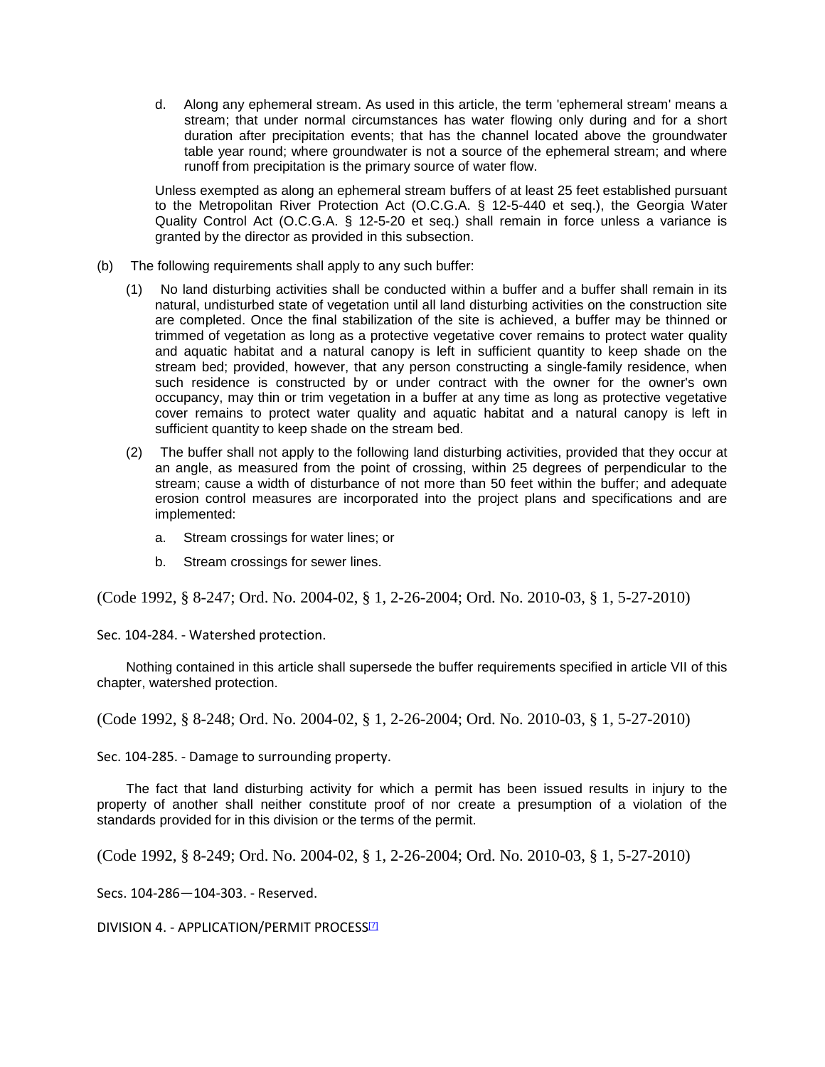d. Along any ephemeral stream. As used in this article, the term 'ephemeral stream' means a stream; that under normal circumstances has water flowing only during and for a short duration after precipitation events; that has the channel located above the groundwater table year round; where groundwater is not a source of the ephemeral stream; and where runoff from precipitation is the primary source of water flow.

Unless exempted as along an ephemeral stream buffers of at least 25 feet established pursuant to the Metropolitan River Protection Act (O.C.G.A. § 12-5-440 et seq.), the Georgia Water Quality Control Act (O.C.G.A. § 12-5-20 et seq.) shall remain in force unless a variance is granted by the director as provided in this subsection.

(b) The following requirements shall apply to any such buffer:

(1) No land disturbing activities shall be conducted within a buffer and a buffer shall remain in its natural, undisturbed state of vegetation until all land disturbing activities on the construction site are completed. Once the final stabilization of the site is achieved, a buffer may be thinned or trimmed of vegetation as long as a protective vegetative cover remains to protect water quality and aquatic habitat and a natural canopy is left in sufficient quantity to keep shade on the stream bed; provided, however, that any person constructing a single-family residence, when such residence is constructed by or under contract with the owner for the owner's own occupancy, may thin or trim vegetation in a buffer at any time as long as protective vegetative cover remains to protect water quality and aquatic habitat and a natural canopy is left in sufficient quantity to keep shade on the stream bed.

(2) The buffer shall not apply to the following land disturbing activities, provided that they occur at an angle, as measured from the point of crossing, within 25 degrees of perpendicular to the stream; cause a width of disturbance of not more than 50 feet within the buffer; and adequate erosion control measures are incorporated into the project plans and specifications and are implemented:

a. Stream crossings for water lines; or

b. Stream crossings for sewer lines.

(Code 1992, § 8-247; Ord. No. 2004-02, § 1, 2-26-2004; Ord. No. 2010-03, § 1, 5-27-2010)

Sec. 104-284. - Watershed protection.

Nothing contained in this article shall supersede the buffer requirements specified in article VII of this chapter, watershed protection.

(Code 1992, § 8-248; Ord. No. 2004-02, § 1, 2-26-2004; Ord. No. 2010-03, § 1, 5-27-2010)

Sec. 104-285. - Damage to surrounding property.

The fact that land disturbing activity for which a permit has been issued results in injury to the property of another shall neither constitute proof of nor create a presumption of a violation of the standards provided for in this division or the terms of the permit.

(Code 1992, § 8-249; Ord. No. 2004-02, § 1, 2-26-2004; Ord. No. 2010-03, § 1, 5-27-2010)

Secs. 104-286—104-303. - Reserved.

DIVISION 4. - APPLICATION/PERMIT PROCESS[7]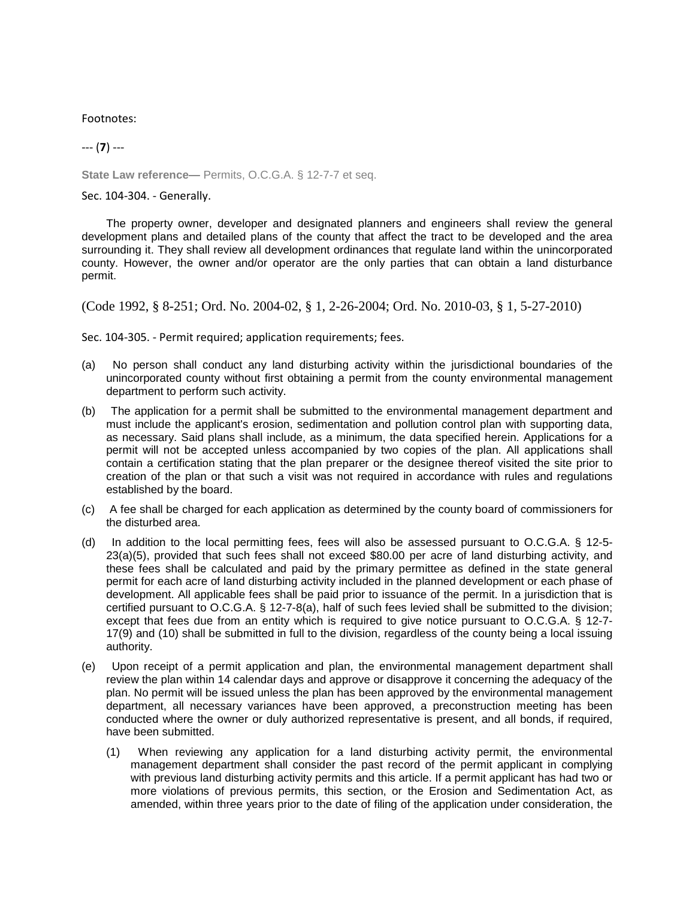Footnotes:

--- (**7**) ---

**State Law reference—** Permits, O.C.G.A. § 12-7-7 et seq.

Sec. 104-304. - Generally.

The property owner, developer and designated planners and engineers shall review the general development plans and detailed plans of the county that affect the tract to be developed and the area surrounding it. They shall review all development ordinances that regulate land within the unincorporated county. However, the owner and/or operator are the only parties that can obtain a land disturbance permit.

(Code 1992, § 8-251; Ord. No. 2004-02, § 1, 2-26-2004; Ord. No. 2010-03, § 1, 5-27-2010)

Sec. 104-305. - Permit required; application requirements; fees.

(a) No person shall conduct any land disturbing activity within the jurisdictional boundaries of the unincorporated county without first obtaining a permit from the county environmental management department to perform such activity.

(b) The application for a permit shall be submitted to the environmental management department and must include the applicant's erosion, sedimentation and pollution control plan with supporting data, as necessary. Said plans shall include, as a minimum, the data specified herein. Applications for a permit will not be accepted unless accompanied by two copies of the plan. All applications shall contain a certification stating that the plan preparer or the designee thereof visited the site prior to creation of the plan or that such a visit was not required in accordance with rules and regulations established by the board.

(c) A fee shall be charged for each application as determined by the county board of commissioners for the disturbed area.

(d) In addition to the local permitting fees, fees will also be assessed pursuant to O.C.G.A. § 12-5-23(a)(5), provided that such fees shall not exceed $80.00 per acre of land disturbing activity, and these fees shall be calculated and paid by the primary permittee as defined in the state general permit for each acre of land disturbing activity included in the planned development or each phase of development. All applicable fees shall be paid prior to issuance of the permit. In a jurisdiction that is certified pursuant to O.C.G.A. § 12-7-8(a), half of such fees levied shall be submitted to the division; except that fees due from an entity which is required to give notice pursuant to O.C.G.A. § 12-7-17(9) and (10) shall be submitted in full to the division, regardless of the county being a local issuing authority.

(e) Upon receipt of a permit application and plan, the environmental management department shall review the plan within 14 calendar days and approve or disapprove it concerning the adequacy of the plan. No permit will be issued unless the plan has been approved by the environmental management department, all necessary variances have been approved, a preconstruction meeting has been conducted where the owner or duly authorized representative is present, and all bonds, if required, have been submitted.

   (1) When reviewing any application for a land disturbing activity permit, the environmental management department shall consider the past record of the permit applicant in complying with previous land disturbing activity permits and this article. If a permit applicant has had two or more violations of previous permits, this section, or the Erosion and Sedimentation Act, as amended, within three years prior to the date of filing of the application under consideration, the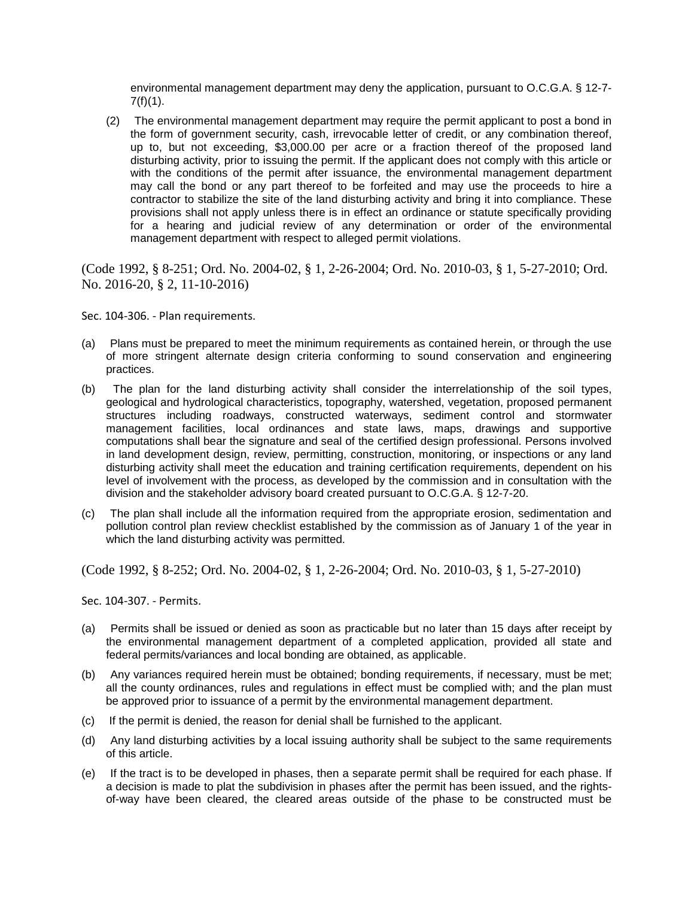environmental management department may deny the application, pursuant to O.C.G.A. § 12-7-7(f)(1).

(2) The environmental management department may require the permit applicant to post a bond in the form of government security, cash, irrevocable letter of credit, or any combination thereof, up to, but not exceeding, $3,000.00 per acre or a fraction thereof of the proposed land disturbing activity, prior to issuing the permit. If the applicant does not comply with this article or with the conditions of the permit after issuance, the environmental management department may call the bond or any part thereof to be forfeited and may use the proceeds to hire a contractor to stabilize the site of the land disturbing activity and bring it into compliance. These provisions shall not apply unless there is in effect an ordinance or statute specifically providing for a hearing and judicial review of any determination or order of the environmental management department with respect to alleged permit violations.

(Code 1992, § 8-251; Ord. No. 2004-02, § 1, 2-26-2004; Ord. No. 2010-03, § 1, 5-27-2010; Ord. No. 2016-20, § 2, 11-10-2016)

Sec. 104-306. - Plan requirements.

(a) Plans must be prepared to meet the minimum requirements as contained herein, or through the use of more stringent alternate design criteria conforming to sound conservation and engineering practices.

(b) The plan for the land disturbing activity shall consider the interrelationship of the soil types, geological and hydrological characteristics, topography, watershed, vegetation, proposed permanent structures including roadways, constructed waterways, sediment control and stormwater management facilities, local ordinances and state laws, maps, drawings and supportive computations shall bear the signature and seal of the certified design professional. Persons involved in land development design, review, permitting, construction, monitoring, or inspections or any land disturbing activity shall meet the education and training certification requirements, dependent on his level of involvement with the process, as developed by the commission and in consultation with the division and the stakeholder advisory board created pursuant to O.C.G.A. § 12-7-20.

(c) The plan shall include all the information required from the appropriate erosion, sedimentation and pollution control plan review checklist established by the commission as of January 1 of the year in which the land disturbing activity was permitted.

(Code 1992, § 8-252; Ord. No. 2004-02, § 1, 2-26-2004; Ord. No. 2010-03, § 1, 5-27-2010)

Sec. 104-307. - Permits.

(a) Permits shall be issued or denied as soon as practicable but no later than 15 days after receipt by the environmental management department of a completed application, provided all state and federal permits/variances and local bonding are obtained, as applicable.

(b) Any variances required herein must be obtained; bonding requirements, if necessary, must be met; all the county ordinances, rules and regulations in effect must be complied with; and the plan must be approved prior to issuance of a permit by the environmental management department.

(c) If the permit is denied, the reason for denial shall be furnished to the applicant.

(d) Any land disturbing activities by a local issuing authority shall be subject to the same requirements of this article.

(e) If the tract is to be developed in phases, then a separate permit shall be required for each phase. If a decision is made to plat the subdivision in phases after the permit has been issued, and the rights-of-way have been cleared, the cleared areas outside of the phase to be constructed must be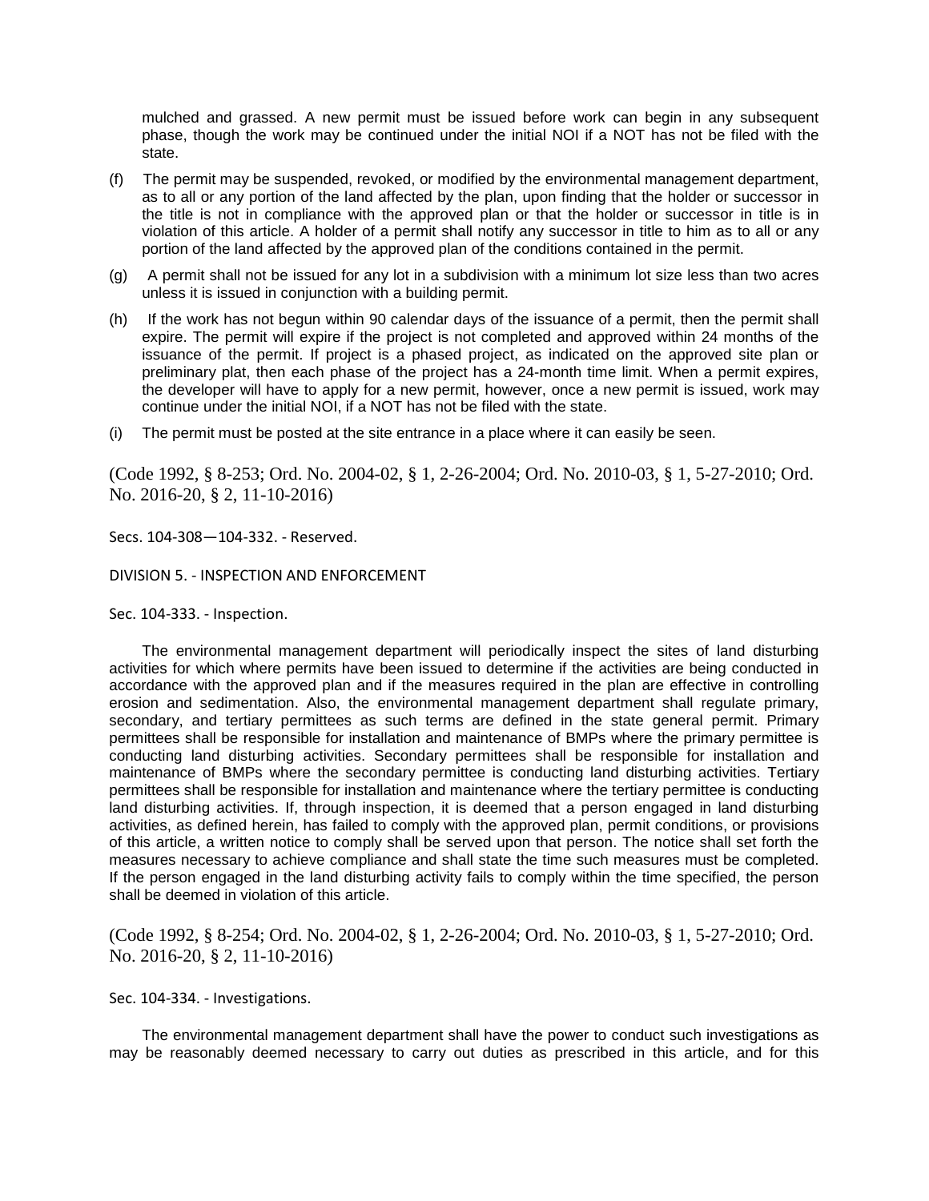mulched and grassed. A new permit must be issued before work can begin in any subsequent phase, though the work may be continued under the initial NOI if a NOT has not be filed with the state.

(f) The permit may be suspended, revoked, or modified by the environmental management department, as to all or any portion of the land affected by the plan, upon finding that the holder or successor in the title is not in compliance with the approved plan or that the holder or successor in title is in violation of this article. A holder of a permit shall notify any successor in title to him as to all or any portion of the land affected by the approved plan of the conditions contained in the permit.

(g) A permit shall not be issued for any lot in a subdivision with a minimum lot size less than two acres unless it is issued in conjunction with a building permit.

(h) If the work has not begun within 90 calendar days of the issuance of a permit, then the permit shall expire. The permit will expire if the project is not completed and approved within 24 months of the issuance of the permit. If project is a phased project, as indicated on the approved site plan or preliminary plat, then each phase of the project has a 24-month time limit. When a permit expires, the developer will have to apply for a new permit, however, once a new permit is issued, work may continue under the initial NOI, if a NOT has not be filed with the state.

(i) The permit must be posted at the site entrance in a place where it can easily be seen.

(Code 1992, § 8-253; Ord. No. 2004-02, § 1, 2-26-2004; Ord. No. 2010-03, § 1, 5-27-2010; Ord. No. 2016-20, § 2, 11-10-2016)

Secs. 104-308—104-332. - Reserved.

## DIVISION 5. - INSPECTION AND ENFORCEMENT

### Sec. 104-333. - Inspection.

The environmental management department will periodically inspect the sites of land disturbing activities for which where permits have been issued to determine if the activities are being conducted in accordance with the approved plan and if the measures required in the plan are effective in controlling erosion and sedimentation. Also, the environmental management department shall regulate primary, secondary, and tertiary permittees as such terms are defined in the state general permit. Primary permittees shall be responsible for installation and maintenance of BMPs where the primary permittee is conducting land disturbing activities. Secondary permittees shall be responsible for installation and maintenance of BMPs where the secondary permittee is conducting land disturbing activities. Tertiary permittees shall be responsible for installation and maintenance where the tertiary permittee is conducting land disturbing activities. If, through inspection, it is deemed that a person engaged in land disturbing activities, as defined herein, has failed to comply with the approved plan, permit conditions, or provisions of this article, a written notice to comply shall be served upon that person. The notice shall set forth the measures necessary to achieve compliance and shall state the time such measures must be completed. If the person engaged in the land disturbing activity fails to comply within the time specified, the person shall be deemed in violation of this article.

(Code 1992, § 8-254; Ord. No. 2004-02, § 1, 2-26-2004; Ord. No. 2010-03, § 1, 5-27-2010; Ord. No. 2016-20, § 2, 11-10-2016)

### Sec. 104-334. - Investigations.

The environmental management department shall have the power to conduct such investigations as may be reasonably deemed necessary to carry out duties as prescribed in this article, and for this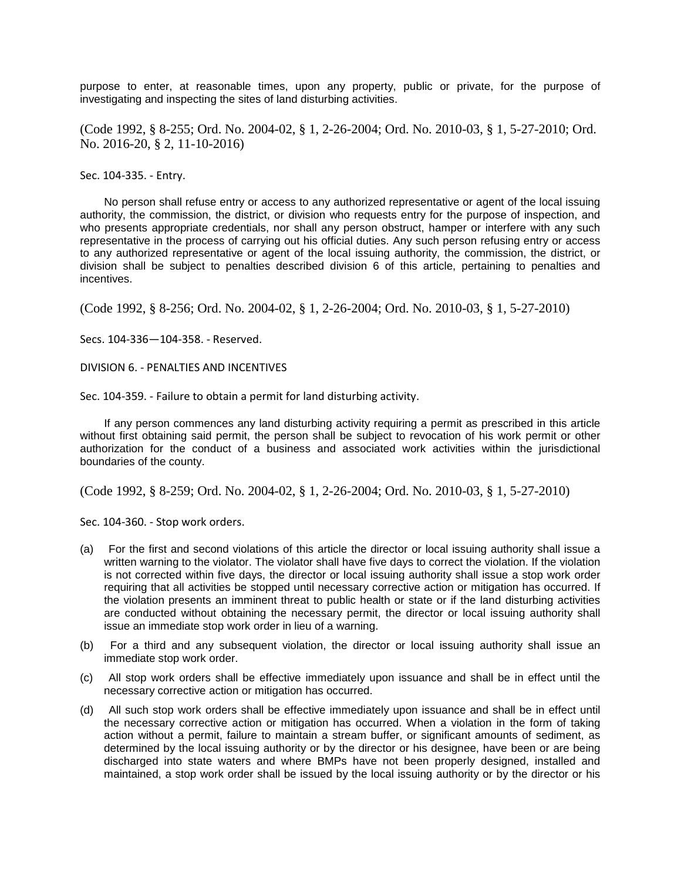purpose to enter, at reasonable times, upon any property, public or private, for the purpose of investigating and inspecting the sites of land disturbing activities.

(Code 1992, § 8-255; Ord. No. 2004-02, § 1, 2-26-2004; Ord. No. 2010-03, § 1, 5-27-2010; Ord. No. 2016-20, § 2, 11-10-2016)

Sec. 104-335. - Entry.

No person shall refuse entry or access to any authorized representative or agent of the local issuing authority, the commission, the district, or division who requests entry for the purpose of inspection, and who presents appropriate credentials, nor shall any person obstruct, hamper or interfere with any such representative in the process of carrying out his official duties. Any such person refusing entry or access to any authorized representative or agent of the local issuing authority, the commission, the district, or division shall be subject to penalties described division 6 of this article, pertaining to penalties and incentives.

(Code 1992, § 8-256; Ord. No. 2004-02, § 1, 2-26-2004; Ord. No. 2010-03, § 1, 5-27-2010)

Secs. 104-336—104-358. - Reserved.

DIVISION 6. - PENALTIES AND INCENTIVES

Sec. 104-359. - Failure to obtain a permit for land disturbing activity.

If any person commences any land disturbing activity requiring a permit as prescribed in this article without first obtaining said permit, the person shall be subject to revocation of his work permit or other authorization for the conduct of a business and associated work activities within the jurisdictional boundaries of the county.

(Code 1992, § 8-259; Ord. No. 2004-02, § 1, 2-26-2004; Ord. No. 2010-03, § 1, 5-27-2010)

Sec. 104-360. - Stop work orders.

(a) For the first and second violations of this article the director or local issuing authority shall issue a written warning to the violator. The violator shall have five days to correct the violation. If the violation is not corrected within five days, the director or local issuing authority shall issue a stop work order requiring that all activities be stopped until necessary corrective action or mitigation has occurred. If the violation presents an imminent threat to public health or state or if the land disturbing activities are conducted without obtaining the necessary permit, the director or local issuing authority shall issue an immediate stop work order in lieu of a warning.

(b) For a third and any subsequent violation, the director or local issuing authority shall issue an immediate stop work order.

(c) All stop work orders shall be effective immediately upon issuance and shall be in effect until the necessary corrective action or mitigation has occurred.

(d) All such stop work orders shall be effective immediately upon issuance and shall be in effect until the necessary corrective action or mitigation has occurred. When a violation in the form of taking action without a permit, failure to maintain a stream buffer, or significant amounts of sediment, as determined by the local issuing authority or by the director or his designee, have been or are being discharged into state waters and where BMPs have not been properly designed, installed and maintained, a stop work order shall be issued by the local issuing authority or by the director or his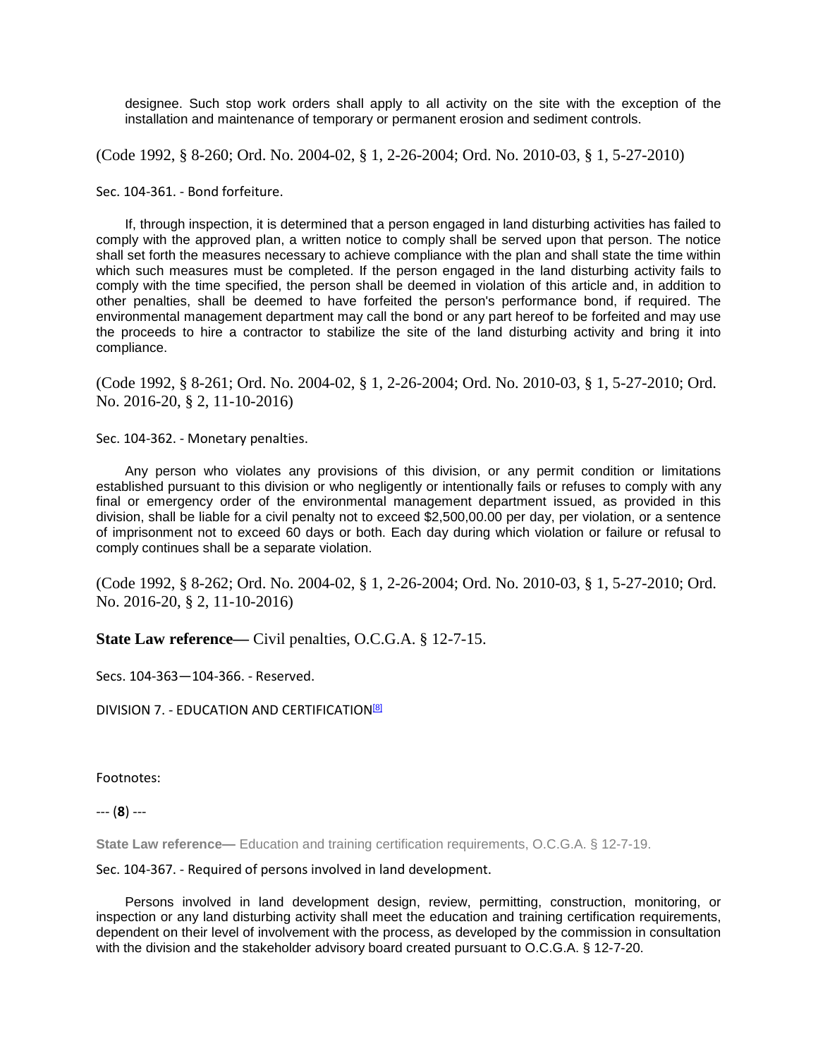designee. Such stop work orders shall apply to all activity on the site with the exception of the installation and maintenance of temporary or permanent erosion and sediment controls.

(Code 1992, § 8-260; Ord. No. 2004-02, § 1, 2-26-2004; Ord. No. 2010-03, § 1, 5-27-2010)

Sec. 104-361. - Bond forfeiture.

If, through inspection, it is determined that a person engaged in land disturbing activities has failed to comply with the approved plan, a written notice to comply shall be served upon that person. The notice shall set forth the measures necessary to achieve compliance with the plan and shall state the time within which such measures must be completed. If the person engaged in the land disturbing activity fails to comply with the time specified, the person shall be deemed in violation of this article and, in addition to other penalties, shall be deemed to have forfeited the person's performance bond, if required. The environmental management department may call the bond or any part hereof to be forfeited and may use the proceeds to hire a contractor to stabilize the site of the land disturbing activity and bring it into compliance.

(Code 1992, § 8-261; Ord. No. 2004-02, § 1, 2-26-2004; Ord. No. 2010-03, § 1, 5-27-2010; Ord. No. 2016-20, § 2, 11-10-2016)

Sec. 104-362. - Monetary penalties.

Any person who violates any provisions of this division, or any permit condition or limitations established pursuant to this division or who negligently or intentionally fails or refuses to comply with any final or emergency order of the environmental management department issued, as provided in this division, shall be liable for a civil penalty not to exceed $2,500,00.00 per day, per violation, or a sentence of imprisonment not to exceed 60 days or both. Each day during which violation or failure or refusal to comply continues shall be a separate violation.

(Code 1992, § 8-262; Ord. No. 2004-02, § 1, 2-26-2004; Ord. No. 2010-03, § 1, 5-27-2010; Ord. No. 2016-20, § 2, 11-10-2016)

**State Law reference—** Civil penalties, O.C.G.A. § 12-7-15.

Secs. 104-363—104-366. - Reserved.

DIVISION 7. - EDUCATION AND CERTIFICATION[8]

Footnotes:

--- (**8**) ---

**State Law reference—** Education and training certification requirements, O.C.G.A. § 12-7-19.

Sec. 104-367. - Required of persons involved in land development.

Persons involved in land development design, review, permitting, construction, monitoring, or inspection or any land disturbing activity shall meet the education and training certification requirements, dependent on their level of involvement with the process, as developed by the commission in consultation with the division and the stakeholder advisory board created pursuant to O.C.G.A. § 12-7-20.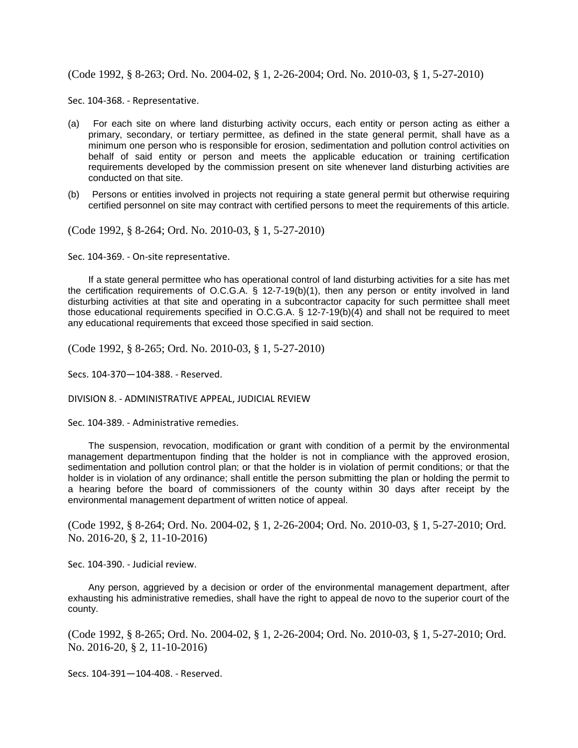(Code 1992, § 8-263; Ord. No. 2004-02, § 1, 2-26-2004; Ord. No. 2010-03, § 1, 5-27-2010)

Sec. 104-368. - Representative.

(a) For each site on where land disturbing activity occurs, each entity or person acting as either a primary, secondary, or tertiary permittee, as defined in the state general permit, shall have as a minimum one person who is responsible for erosion, sedimentation and pollution control activities on behalf of said entity or person and meets the applicable education or training certification requirements developed by the commission present on site whenever land disturbing activities are conducted on that site.

(b) Persons or entities involved in projects not requiring a state general permit but otherwise requiring certified personnel on site may contract with certified persons to meet the requirements of this article.

(Code 1992, § 8-264; Ord. No. 2010-03, § 1, 5-27-2010)

Sec. 104-369. - On-site representative.

If a state general permittee who has operational control of land disturbing activities for a site has met the certification requirements of O.C.G.A. § 12-7-19(b)(1), then any person or entity involved in land disturbing activities at that site and operating in a subcontractor capacity for such permittee shall meet those educational requirements specified in O.C.G.A. § 12-7-19(b)(4) and shall not be required to meet any educational requirements that exceed those specified in said section.

(Code 1992, § 8-265; Ord. No. 2010-03, § 1, 5-27-2010)

Secs. 104-370—104-388. - Reserved.

DIVISION 8. - ADMINISTRATIVE APPEAL, JUDICIAL REVIEW

Sec. 104-389. - Administrative remedies.

The suspension, revocation, modification or grant with condition of a permit by the environmental management departmentupon finding that the holder is not in compliance with the approved erosion, sedimentation and pollution control plan; or that the holder is in violation of permit conditions; or that the holder is in violation of any ordinance; shall entitle the person submitting the plan or holding the permit to a hearing before the board of commissioners of the county within 30 days after receipt by the environmental management department of written notice of appeal.

(Code 1992, § 8-264; Ord. No. 2004-02, § 1, 2-26-2004; Ord. No. 2010-03, § 1, 5-27-2010; Ord. No. 2016-20, § 2, 11-10-2016)

Sec. 104-390. - Judicial review.

Any person, aggrieved by a decision or order of the environmental management department, after exhausting his administrative remedies, shall have the right to appeal de novo to the superior court of the county.

(Code 1992, § 8-265; Ord. No. 2004-02, § 1, 2-26-2004; Ord. No. 2010-03, § 1, 5-27-2010; Ord. No. 2016-20, § 2, 11-10-2016)

Secs. 104-391—104-408. - Reserved.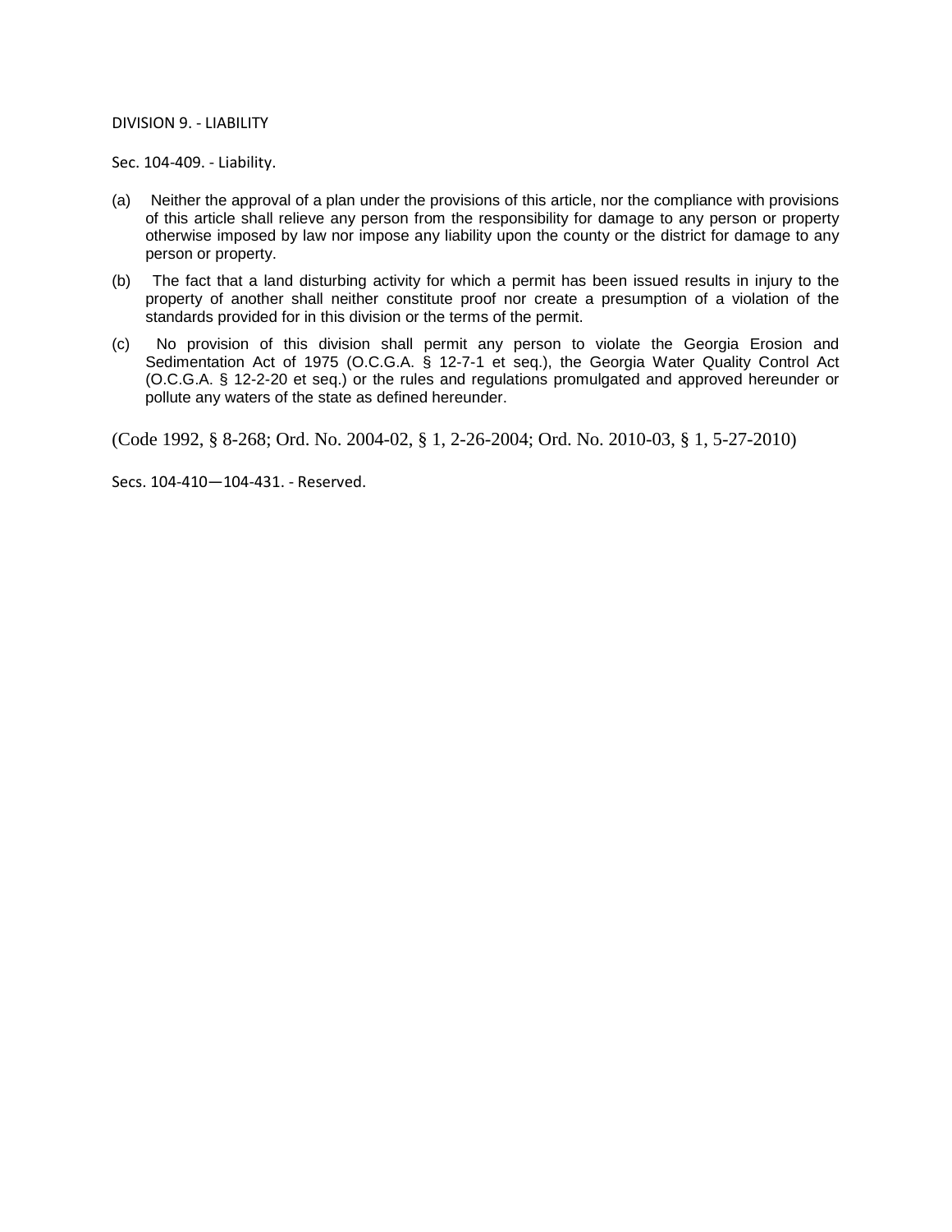## DIVISION 9. - LIABILITY

### Sec. 104-409. - Liability.

(a) Neither the approval of a plan under the provisions of this article, nor the compliance with provisions of this article shall relieve any person from the responsibility for damage to any person or property otherwise imposed by law nor impose any liability upon the county or the district for damage to any person or property.

(b) The fact that a land disturbing activity for which a permit has been issued results in injury to the property of another shall neither constitute proof nor create a presumption of a violation of the standards provided for in this division or the terms of the permit.

(c) No provision of this division shall permit any person to violate the Georgia Erosion and Sedimentation Act of 1975 (O.C.G.A. § 12-7-1 et seq.), the Georgia Water Quality Control Act (O.C.G.A. § 12-2-20 et seq.) or the rules and regulations promulgated and approved hereunder or pollute any waters of the state as defined hereunder.

(Code 1992, § 8-268; Ord. No. 2004-02, § 1, 2-26-2004; Ord. No. 2010-03, § 1, 5-27-2010)

### Secs. 104-410—104-431. - Reserved.